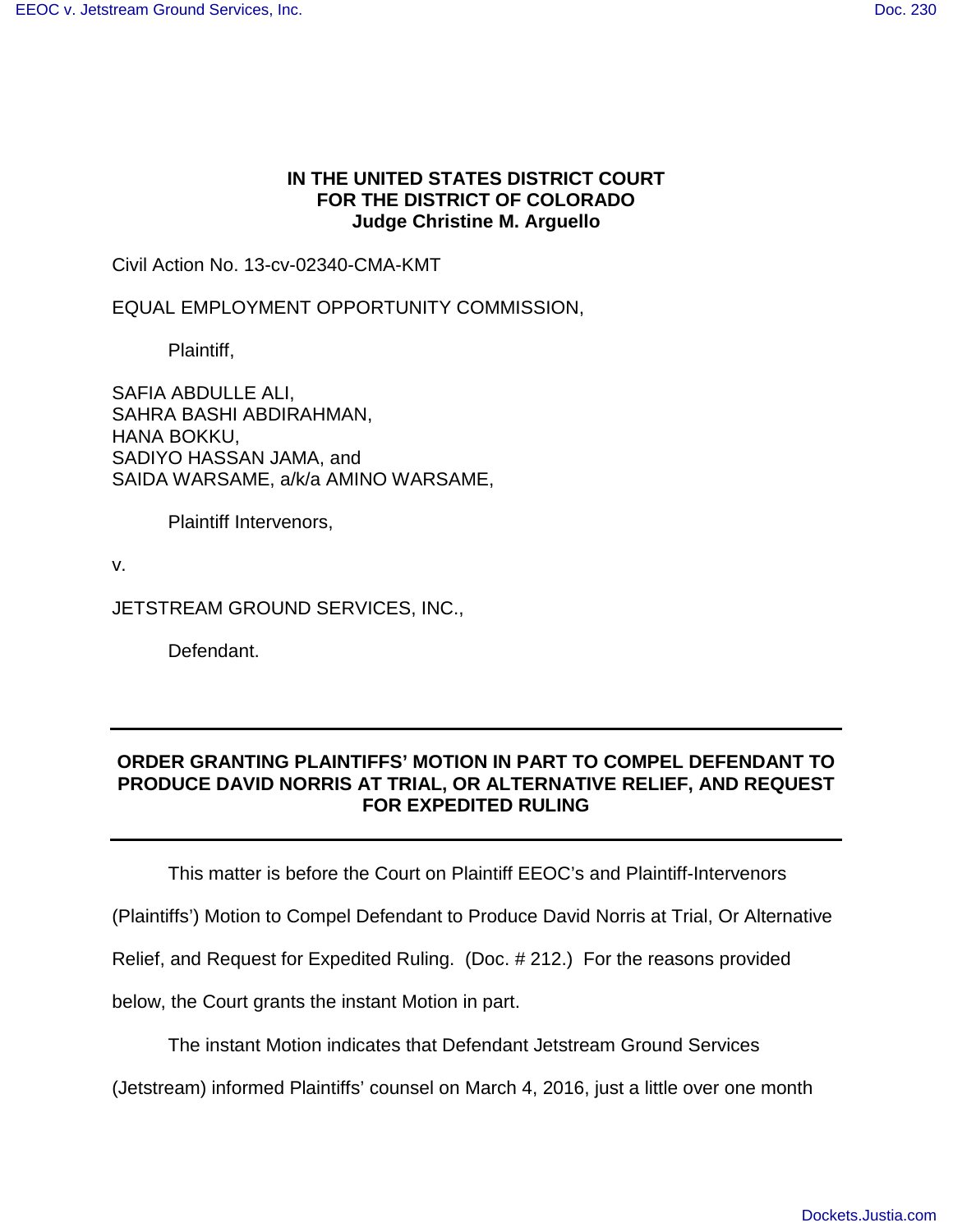**IN THE UNITED STATES DISTRICT COURT**
**FOR THE DISTRICT OF COLORADO**
**Judge Christine M. Arguello**

Civil Action No. 13-cv-02340-CMA-KMT

EQUAL EMPLOYMENT OPPORTUNITY COMMISSION,

Plaintiff,

SAFIA ABDULLE ALI,
SAHRA BASHI ABDIRAHMAN,
HANA BOKKU,
SADIYO HASSAN JAMA, and
SAIDA WARSAME, a/k/a AMINO WARSAME,

Plaintiff Intervenors,

v.

JETSTREAM GROUND SERVICES, INC.,

Defendant.

---

**ORDER GRANTING PLAINTIFFS' MOTION IN PART TO COMPEL DEFENDANT TO PRODUCE DAVID NORRIS AT TRIAL, OR ALTERNATIVE RELIEF, AND REQUEST FOR EXPEDITED RULING**

---

This matter is before the Court on Plaintiff EEOC's and Plaintiff-Intervenors (Plaintiffs') Motion to Compel Defendant to Produce David Norris at Trial, Or Alternative Relief, and Request for Expedited Ruling. (Doc. # 212.) For the reasons provided below, the Court grants the instant Motion in part.

The instant Motion indicates that Defendant Jetstream Ground Services (Jetstream) informed Plaintiffs' counsel on March 4, 2016, just a little over one month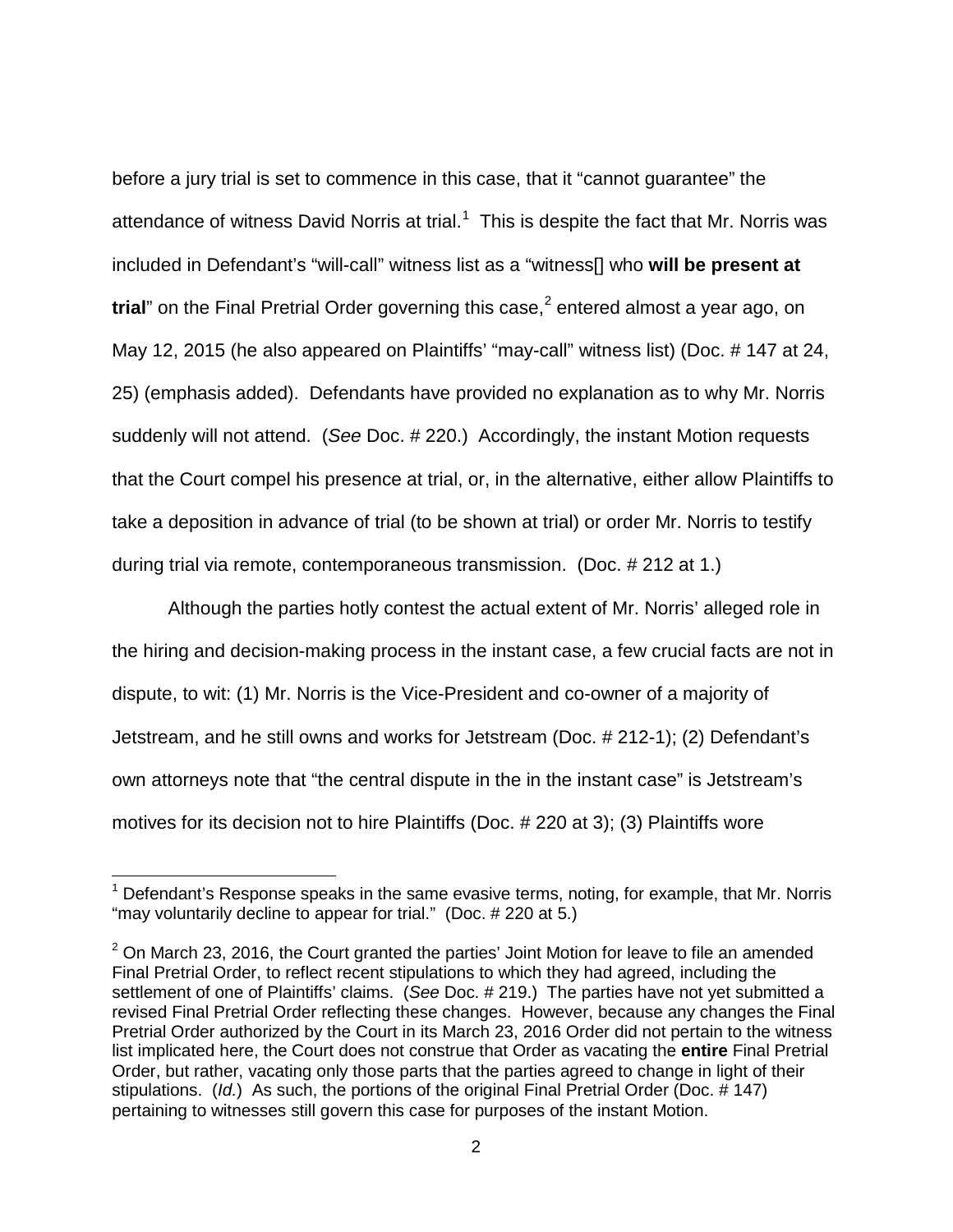before a jury trial is set to commence in this case, that it "cannot guarantee" the attendance of witness David Norris at trial.[1] This is despite the fact that Mr. Norris was included in Defendant's "will-call" witness list as a "witness[] who **will be present at trial**" on the Final Pretrial Order governing this case,[2] entered almost a year ago, on May 12, 2015 (he also appeared on Plaintiffs' "may-call" witness list) (Doc. # 147 at 24, 25) (emphasis added). Defendants have provided no explanation as to why Mr. Norris suddenly will not attend. (*See* Doc. # 220.) Accordingly, the instant Motion requests that the Court compel his presence at trial, or, in the alternative, either allow Plaintiffs to take a deposition in advance of trial (to be shown at trial) or order Mr. Norris to testify during trial via remote, contemporaneous transmission. (Doc. # 212 at 1.)

Although the parties hotly contest the actual extent of Mr. Norris' alleged role in the hiring and decision-making process in the instant case, a few crucial facts are not in dispute, to wit: (1) Mr. Norris is the Vice-President and co-owner of a majority of Jetstream, and he still owns and works for Jetstream (Doc. # 212-1); (2) Defendant's own attorneys note that "the central dispute in the in the instant case" is Jetstream's motives for its decision not to hire Plaintiffs (Doc. # 220 at 3); (3) Plaintiffs wore

[1] Defendant's Response speaks in the same evasive terms, noting, for example, that Mr. Norris "may voluntarily decline to appear for trial." (Doc. # 220 at 5.)

[2] On March 23, 2016, the Court granted the parties' Joint Motion for leave to file an amended Final Pretrial Order, to reflect recent stipulations to which they had agreed, including the settlement of one of Plaintiffs' claims. (*See* Doc. # 219.) The parties have not yet submitted a revised Final Pretrial Order reflecting these changes. However, because any changes the Final Pretrial Order authorized by the Court in its March 23, 2016 Order did not pertain to the witness list implicated here, the Court does not construe that Order as vacating the **entire** Final Pretrial Order, but rather, vacating only those parts that the parties agreed to change in light of their stipulations. (*Id.*) As such, the portions of the original Final Pretrial Order (Doc. # 147) pertaining to witnesses still govern this case for purposes of the instant Motion.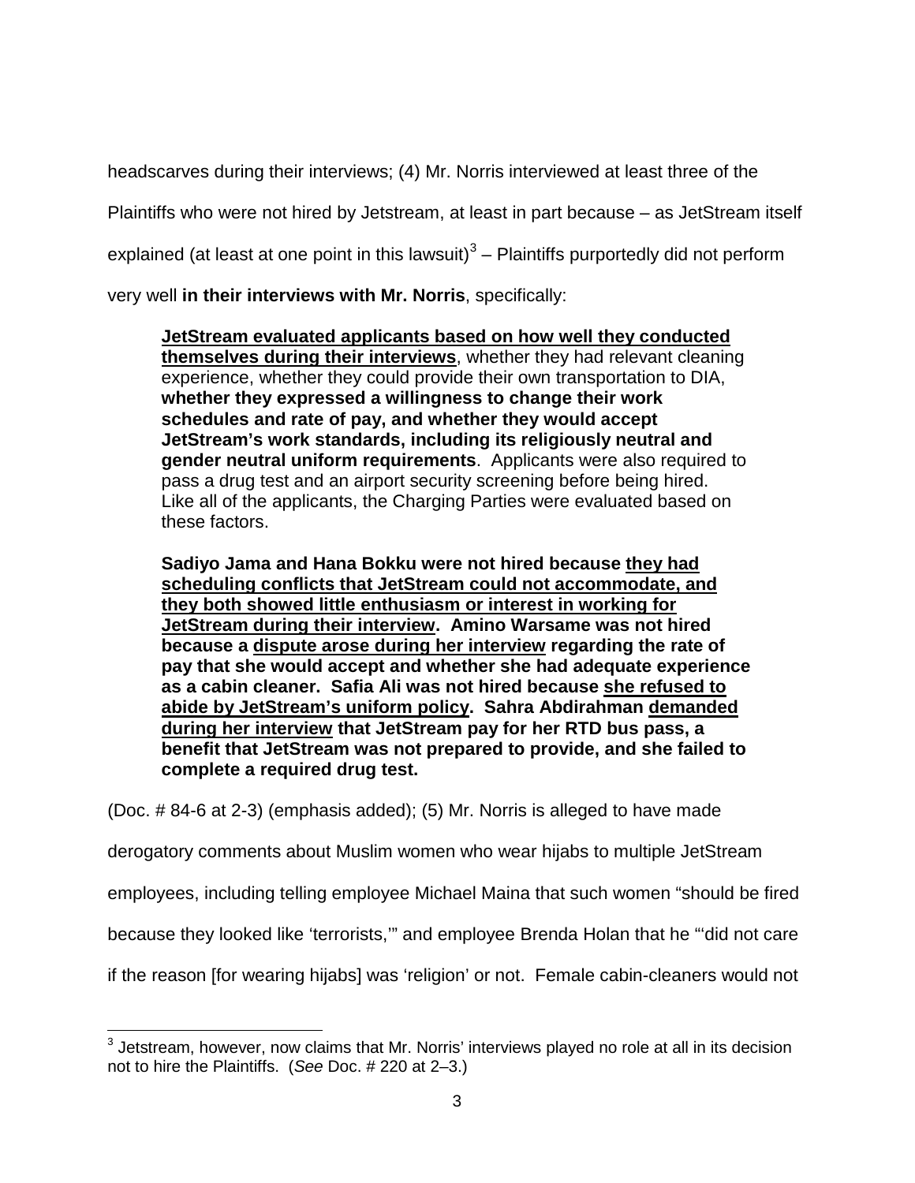headscarves during their interviews; (4) Mr. Norris interviewed at least three of the Plaintiffs who were not hired by Jetstream, at least in part because – as JetStream itself explained (at least at one point in this lawsuit)[3] – Plaintiffs purportedly did not perform very well **in their interviews with Mr. Norris**, specifically:

> **<u>JetStream evaluated applicants based on how well they conducted themselves during their interviews</u>**, whether they had relevant cleaning experience, whether they could provide their own transportation to DIA, **whether they expressed a willingness to change their work schedules and rate of pay, and whether they would accept JetStream's work standards, including its religiously neutral and gender neutral uniform requirements**. Applicants were also required to pass a drug test and an airport security screening before being hired. Like all of the applicants, the Charging Parties were evaluated based on these factors.
>
> **Sadiyo Jama and Hana Bokku were not hired because <u>they had scheduling conflicts that JetStream could not accommodate, and they both showed little enthusiasm or interest in working for JetStream during their interview</u>. Amino Warsame was not hired because a <u>dispute arose during her interview</u> regarding the rate of pay that she would accept and whether she had adequate experience as a cabin cleaner. Safia Ali was not hired because <u>she refused to abide by JetStream's uniform policy</u>. Sahra Abdirahman <u>demanded during her interview</u> that JetStream pay for her RTD bus pass, a benefit that JetStream was not prepared to provide, and she failed to complete a required drug test.**

(Doc. # 84-6 at 2-3) (emphasis added); (5) Mr. Norris is alleged to have made derogatory comments about Muslim women who wear hijabs to multiple JetStream employees, including telling employee Michael Maina that such women "should be fired because they looked like 'terrorists,'" and employee Brenda Holan that he "'did not care if the reason [for wearing hijabs] was 'religion' or not. Female cabin-cleaners would not

---

[3] Jetstream, however, now claims that Mr. Norris' interviews played no role at all in its decision not to hire the Plaintiffs. (*See* Doc. # 220 at 2–3.)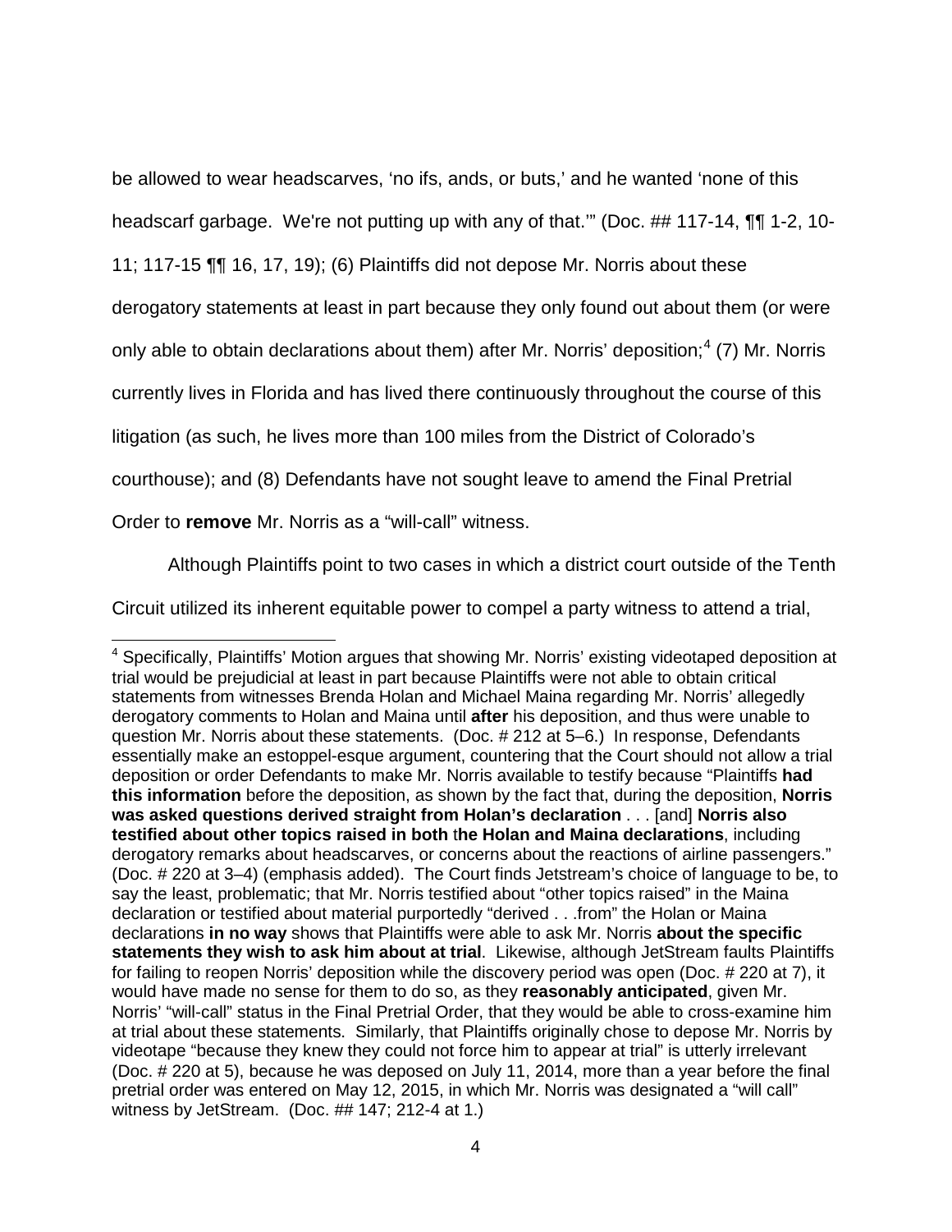be allowed to wear headscarves, 'no ifs, ands, or buts,' and he wanted 'none of this headscarf garbage. We're not putting up with any of that.'" (Doc. ## 117-14, ¶¶ 1-2, 10-11; 117-15 ¶¶ 16, 17, 19); (6) Plaintiffs did not depose Mr. Norris about these derogatory statements at least in part because they only found out about them (or were only able to obtain declarations about them) after Mr. Norris' deposition;[4] (7) Mr. Norris currently lives in Florida and has lived there continuously throughout the course of this litigation (as such, he lives more than 100 miles from the District of Colorado's courthouse); and (8) Defendants have not sought leave to amend the Final Pretrial Order to **remove** Mr. Norris as a "will-call" witness.

Although Plaintiffs point to two cases in which a district court outside of the Tenth Circuit utilized its inherent equitable power to compel a party witness to attend a trial,

---

[4] Specifically, Plaintiffs' Motion argues that showing Mr. Norris' existing videotaped deposition at trial would be prejudicial at least in part because Plaintiffs were not able to obtain critical statements from witnesses Brenda Holan and Michael Maina regarding Mr. Norris' allegedly derogatory comments to Holan and Maina until **after** his deposition, and thus were unable to question Mr. Norris about these statements. (Doc. # 212 at 5–6.) In response, Defendants essentially make an estoppel-esque argument, countering that the Court should not allow a trial deposition or order Defendants to make Mr. Norris available to testify because "Plaintiffs **had this information** before the deposition, as shown by the fact that, during the deposition, **Norris was asked questions derived straight from Holan's declaration** . . . [and] **Norris also testified about other topics raised in both the Holan and Maina declarations**, including derogatory remarks about headscarves, or concerns about the reactions of airline passengers." (Doc. # 220 at 3–4) (emphasis added). The Court finds Jetstream's choice of language to be, to say the least, problematic; that Mr. Norris testified about "other topics raised" in the Maina declaration or testified about material purportedly "derived . . .from" the Holan or Maina declarations **in no way** shows that Plaintiffs were able to ask Mr. Norris **about the specific statements they wish to ask him about at trial**. Likewise, although JetStream faults Plaintiffs for failing to reopen Norris' deposition while the discovery period was open (Doc. # 220 at 7), it would have made no sense for them to do so, as they **reasonably anticipated**, given Mr. Norris' "will-call" status in the Final Pretrial Order, that they would be able to cross-examine him at trial about these statements. Similarly, that Plaintiffs originally chose to depose Mr. Norris by videotape "because they knew they could not force him to appear at trial" is utterly irrelevant (Doc. # 220 at 5), because he was deposed on July 11, 2014, more than a year before the final pretrial order was entered on May 12, 2015, in which Mr. Norris was designated a "will call" witness by JetStream. (Doc. ## 147; 212-4 at 1.)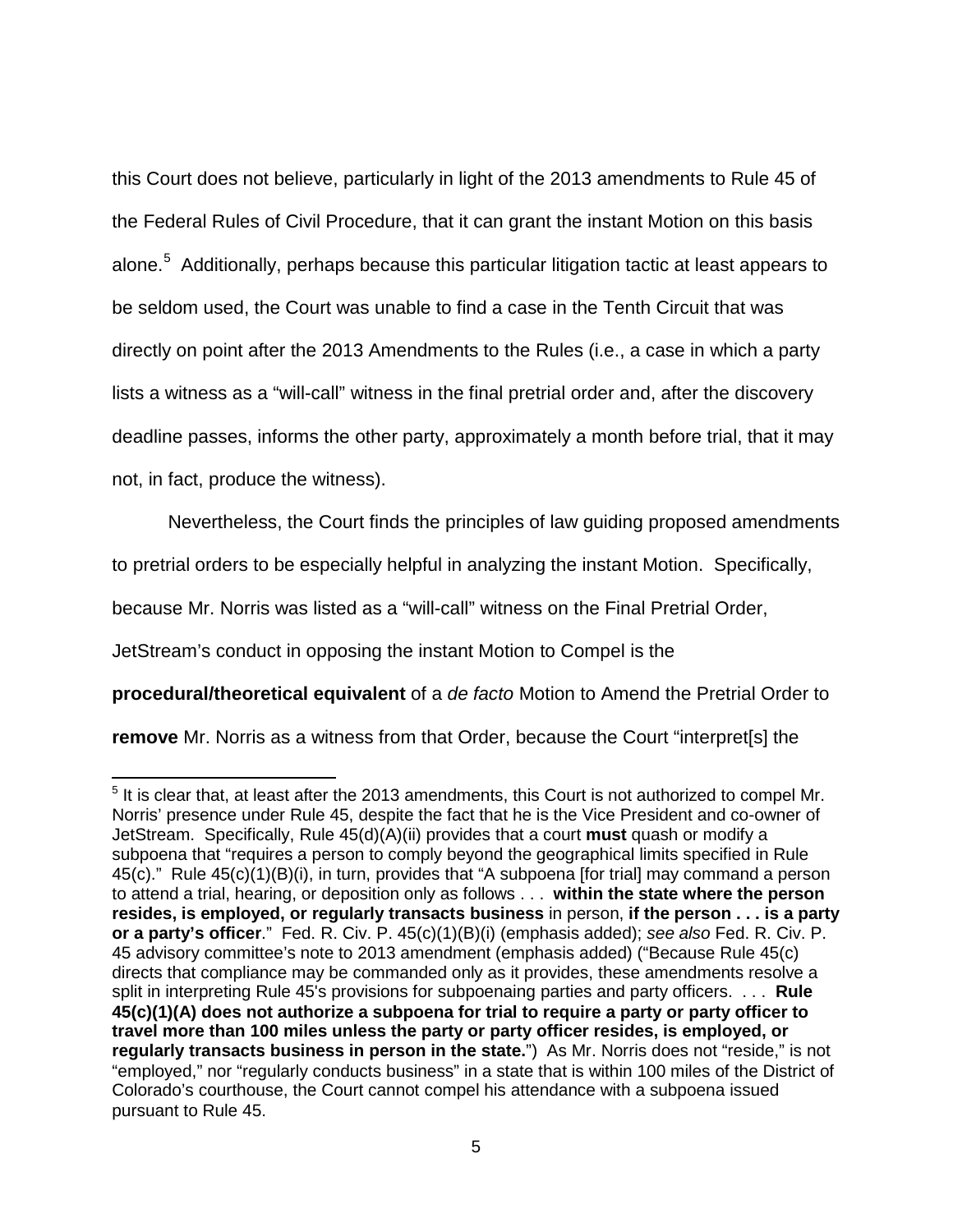this Court does not believe, particularly in light of the 2013 amendments to Rule 45 of the Federal Rules of Civil Procedure, that it can grant the instant Motion on this basis alone.[5] Additionally, perhaps because this particular litigation tactic at least appears to be seldom used, the Court was unable to find a case in the Tenth Circuit that was directly on point after the 2013 Amendments to the Rules (i.e., a case in which a party lists a witness as a "will-call" witness in the final pretrial order and, after the discovery deadline passes, informs the other party, approximately a month before trial, that it may not, in fact, produce the witness).

Nevertheless, the Court finds the principles of law guiding proposed amendments to pretrial orders to be especially helpful in analyzing the instant Motion. Specifically, because Mr. Norris was listed as a "will-call" witness on the Final Pretrial Order, JetStream's conduct in opposing the instant Motion to Compel is the **procedural/theoretical equivalent** of a *de facto* Motion to Amend the Pretrial Order to **remove** Mr. Norris as a witness from that Order, because the Court "interpret[s] the

---

[5] It is clear that, at least after the 2013 amendments, this Court is not authorized to compel Mr. Norris' presence under Rule 45, despite the fact that he is the Vice President and co-owner of JetStream. Specifically, Rule 45(d)(A)(ii) provides that a court **must** quash or modify a subpoena that "requires a person to comply beyond the geographical limits specified in Rule 45(c)." Rule 45(c)(1)(B)(i), in turn, provides that "A subpoena [for trial] may command a person to attend a trial, hearing, or deposition only as follows . . . **within the state where the person resides, is employed, or regularly transacts business** in person, **if the person . . . is a party or a party's officer**." Fed. R. Civ. P. 45(c)(1)(B)(i) (emphasis added); *see also* Fed. R. Civ. P. 45 advisory committee's note to 2013 amendment (emphasis added) ("Because Rule 45(c) directs that compliance may be commanded only as it provides, these amendments resolve a split in interpreting Rule 45's provisions for subpoenaing parties and party officers. . . . **Rule 45(c)(1)(A) does not authorize a subpoena for trial to require a party or party officer to travel more than 100 miles unless the party or party officer resides, is employed, or regularly transacts business in person in the state.**") As Mr. Norris does not "reside," is not "employed," nor "regularly conducts business" in a state that is within 100 miles of the District of Colorado's courthouse, the Court cannot compel his attendance with a subpoena issued pursuant to Rule 45.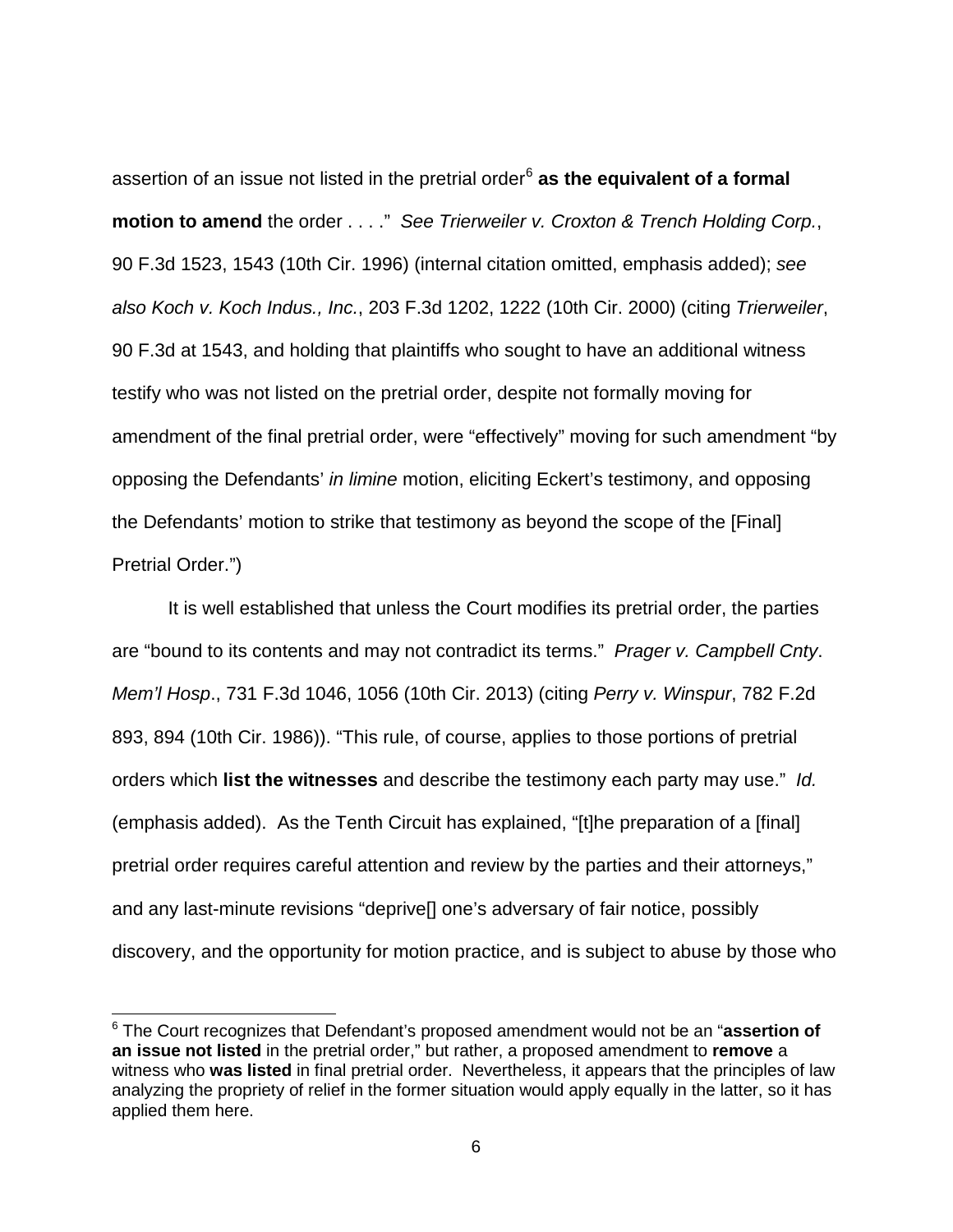assertion of an issue not listed in the pretrial order[6] **as the equivalent of a formal motion to amend** the order . . . ." *See Trierweiler v. Croxton & Trench Holding Corp.*, 90 F.3d 1523, 1543 (10th Cir. 1996) (internal citation omitted, emphasis added); *see also Koch v. Koch Indus., Inc.*, 203 F.3d 1202, 1222 (10th Cir. 2000) (citing *Trierweiler*, 90 F.3d at 1543, and holding that plaintiffs who sought to have an additional witness testify who was not listed on the pretrial order, despite not formally moving for amendment of the final pretrial order, were "effectively" moving for such amendment "by opposing the Defendants' *in limine* motion, eliciting Eckert's testimony, and opposing the Defendants' motion to strike that testimony as beyond the scope of the [Final] Pretrial Order.")

It is well established that unless the Court modifies its pretrial order, the parties are "bound to its contents and may not contradict its terms." *Prager v. Campbell Cnty. Mem'l Hosp.*, 731 F.3d 1046, 1056 (10th Cir. 2013) (citing *Perry v. Winspur*, 782 F.2d 893, 894 (10th Cir. 1986)). "This rule, of course, applies to those portions of pretrial orders which **list the witnesses** and describe the testimony each party may use." *Id.* (emphasis added). As the Tenth Circuit has explained, "[t]he preparation of a [final] pretrial order requires careful attention and review by the parties and their attorneys," and any last-minute revisions "deprive[] one's adversary of fair notice, possibly discovery, and the opportunity for motion practice, and is subject to abuse by those who

---

[6] The Court recognizes that Defendant's proposed amendment would not be an "**assertion of an issue not listed** in the pretrial order," but rather, a proposed amendment to **remove** a witness who **was listed** in final pretrial order. Nevertheless, it appears that the principles of law analyzing the propriety of relief in the former situation would apply equally in the latter, so it has applied them here.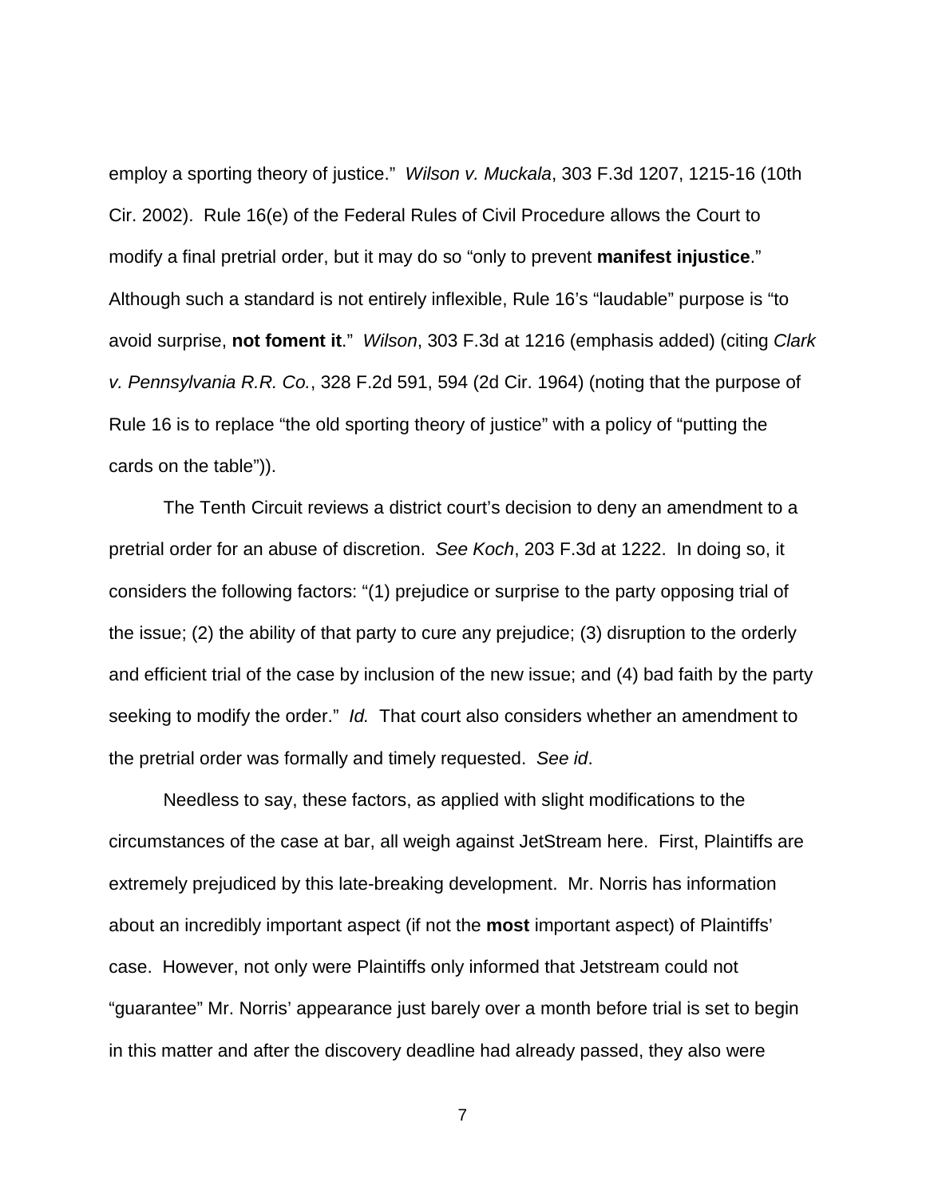employ a sporting theory of justice." *Wilson v. Muckala*, 303 F.3d 1207, 1215-16 (10th Cir. 2002). Rule 16(e) of the Federal Rules of Civil Procedure allows the Court to modify a final pretrial order, but it may do so "only to prevent **manifest injustice**." Although such a standard is not entirely inflexible, Rule 16's "laudable" purpose is "to avoid surprise, **not foment it**." *Wilson*, 303 F.3d at 1216 (emphasis added) (citing *Clark v. Pennsylvania R.R. Co.*, 328 F.2d 591, 594 (2d Cir. 1964) (noting that the purpose of Rule 16 is to replace "the old sporting theory of justice" with a policy of "putting the cards on the table")).

The Tenth Circuit reviews a district court's decision to deny an amendment to a pretrial order for an abuse of discretion. *See Koch*, 203 F.3d at 1222. In doing so, it considers the following factors: "(1) prejudice or surprise to the party opposing trial of the issue; (2) the ability of that party to cure any prejudice; (3) disruption to the orderly and efficient trial of the case by inclusion of the new issue; and (4) bad faith by the party seeking to modify the order." *Id.* That court also considers whether an amendment to the pretrial order was formally and timely requested. *See id*.

Needless to say, these factors, as applied with slight modifications to the circumstances of the case at bar, all weigh against JetStream here. First, Plaintiffs are extremely prejudiced by this late-breaking development. Mr. Norris has information about an incredibly important aspect (if not the **most** important aspect) of Plaintiffs' case. However, not only were Plaintiffs only informed that Jetstream could not "guarantee" Mr. Norris' appearance just barely over a month before trial is set to begin in this matter and after the discovery deadline had already passed, they also were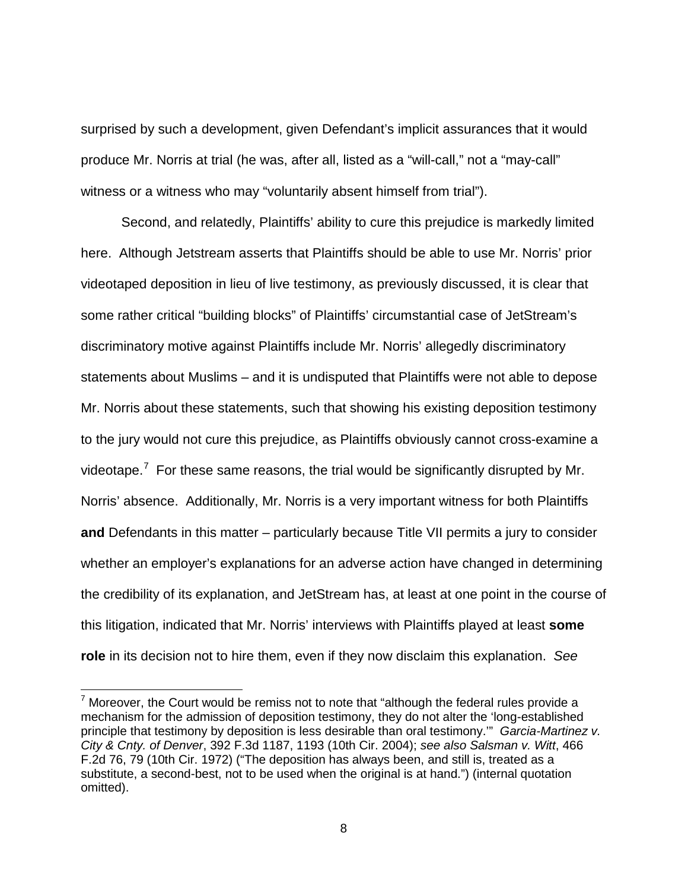surprised by such a development, given Defendant's implicit assurances that it would produce Mr. Norris at trial (he was, after all, listed as a "will-call," not a "may-call" witness or a witness who may "voluntarily absent himself from trial").

Second, and relatedly, Plaintiffs' ability to cure this prejudice is markedly limited here. Although Jetstream asserts that Plaintiffs should be able to use Mr. Norris' prior videotaped deposition in lieu live testimony, as previously discussed, it is clear that some rather critical "building blocks" of Plaintiffs' circumstantial case of JetStream's discriminatory motive against Plaintiffs include Mr. Norris' allegedly discriminatory statements about Muslims – and it is undisputed that Plaintiffs were not able to depose Mr. Norris about these statements, such that showing his existing deposition testimony to the jury would not cure this prejudice, as Plaintiffs obviously cannot cross-examine a videotape.[7] For these same reasons, the trial would be significantly disrupted by Mr. Norris' absence. Additionally, Mr. Norris is a very important witness for both Plaintiffs **and** Defendants in this matter – particularly because Title VII permits a jury to consider whether an employer's explanations for an adverse action have changed in determining the credibility of its explanation, and JetStream has, at least at one point in the course of this litigation, indicated that Mr. Norris' interviews with Plaintiffs played at least **some role** in its decision not to hire them, even if they now disclaim this explanation. *See*

[7] Moreover, the Court would be remiss not to note that "although the federal rules provide a mechanism for the admission of deposition testimony, they do not alter the 'long-established principle that testimony by deposition is less desirable than oral testimony.'" *Garcia-Martinez v. City & Cnty. of Denver*, 392 F.3d 1187, 1193 (10th Cir. 2004); *see also Salsman v. Witt*, 466 F.2d 76, 79 (10th Cir. 1972) ("The deposition has always been, and still is, treated as a substitute, a second-best, not to be used when the original is at hand.") (internal quotation omitted).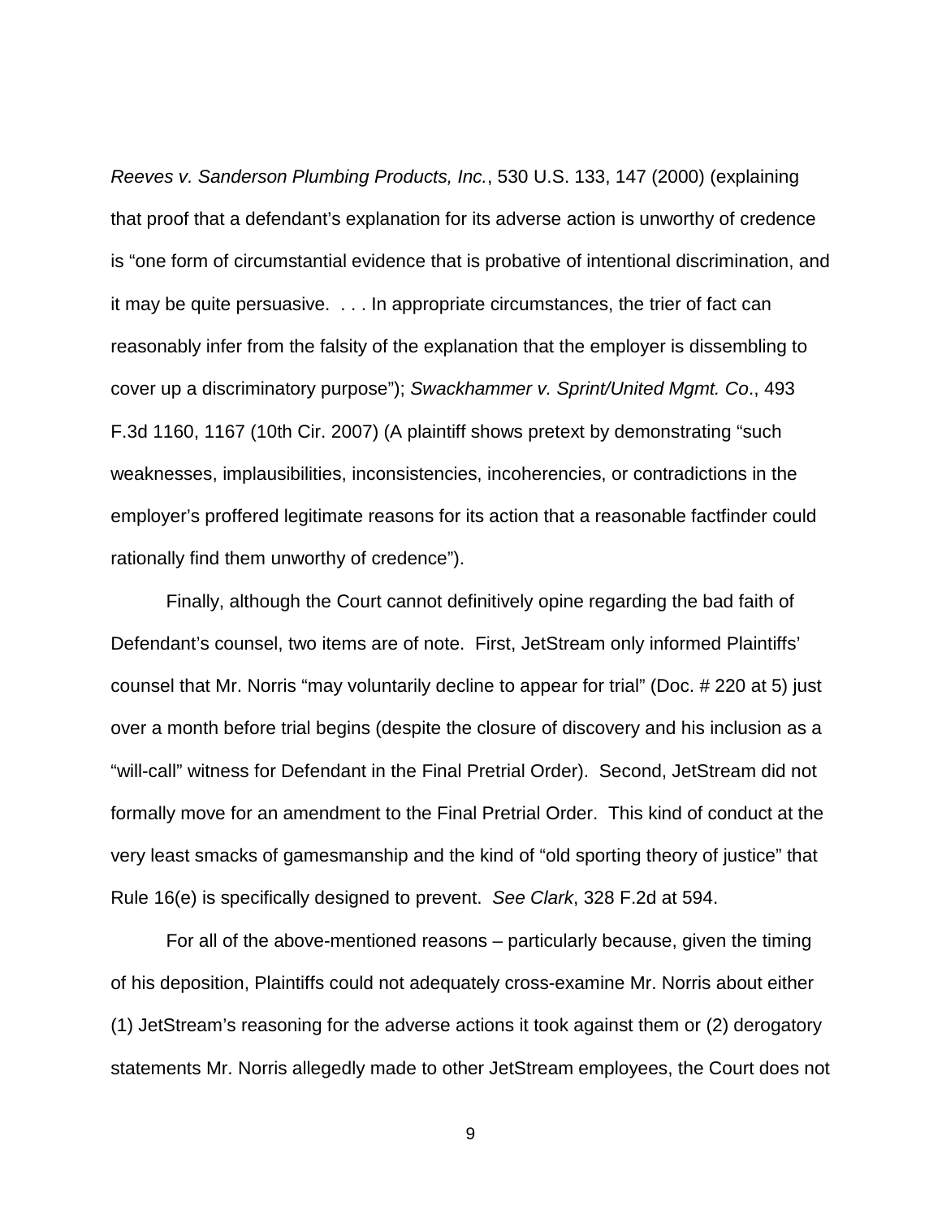*Reeves v. Sanderson Plumbing Products, Inc.*, 530 U.S. 133, 147 (2000) (explaining that proof that a defendant's explanation for its adverse action is unworthy of credence is "one form of circumstantial evidence that is probative of intentional discrimination, and it may be quite persuasive. . . . In appropriate circumstances, the trier of fact can reasonably infer from the falsity of the explanation that the employer is dissembling to cover up a discriminatory purpose"); *Swackhammer v. Sprint/United Mgmt. Co*., 493 F.3d 1160, 1167 (10th Cir. 2007) (A plaintiff shows pretext by demonstrating "such weaknesses, implausibilities, inconsistencies, incoherencies, or contradictions in the employer's proffered legitimate reasons for its action that a reasonable factfinder could rationally find them unworthy of credence").

Finally, although the Court cannot definitively opine regarding the bad faith of Defendant's counsel, two items are of note. First, JetStream only informed Plaintiffs' counsel that Mr. Norris "may voluntarily decline to appear for trial" (Doc. # 220 at 5) just over a month before trial begins (despite the closure of discovery and his inclusion as a "will-call" witness for Defendant in the Final Pretrial Order). Second, JetStream did not formally move for an amendment to the Final Pretrial Order. This kind of conduct at the very least smacks of gamesmanship and the kind of "old sporting theory of justice" that Rule 16(e) is specifically designed to prevent. *See Clark*, 328 F.2d at 594.

For all of the above-mentioned reasons – particularly because, given the timing of his deposition, Plaintiffs could not adequately cross-examine Mr. Norris about either (1) JetStream's reasoning for the adverse actions it took against them or (2) derogatory statements Mr. Norris allegedly made to other JetStream employees, the Court does not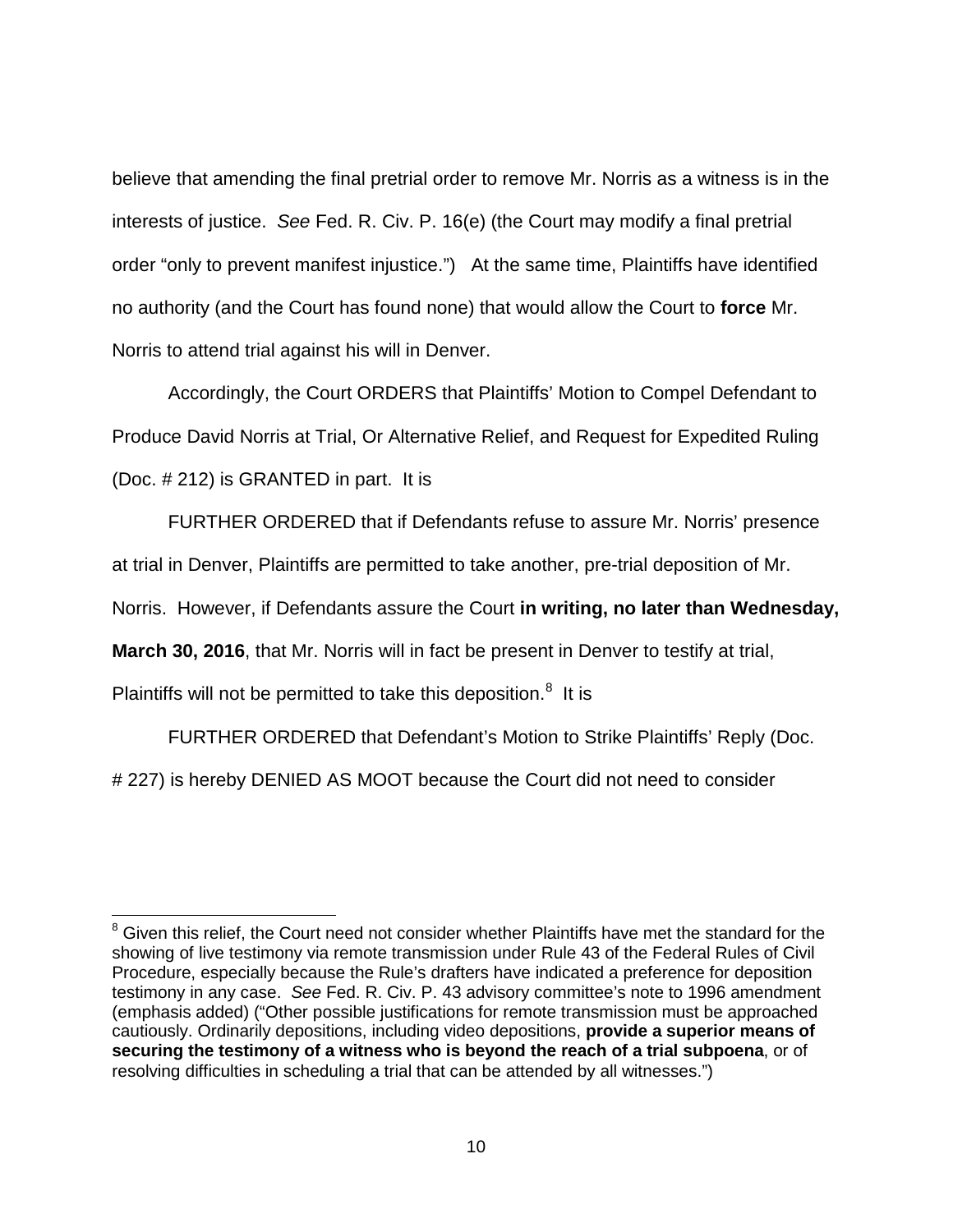believe that amending the final pretrial order to remove Mr. Norris as a witness is in the interests of justice. *See* Fed. R. Civ. P. 16(e) (the Court may modify a final pretrial order "only to prevent manifest injustice.") At the same time, Plaintiffs have identified no authority (and the Court has found none) that would allow the Court to **force** Mr. Norris to attend trial against his will in Denver.

Accordingly, the Court ORDERS that Plaintiffs' Motion to Compel Defendant to Produce David Norris at Trial, Or Alternative Relief, and Request for Expedited Ruling (Doc. # 212) is GRANTED in part. It is

FURTHER ORDERED that if Defendants refuse to assure Mr. Norris' presence at trial in Denver, Plaintiffs are permitted to take another, pre-trial deposition of Mr. Norris. However, if Defendants assure the Court **in writing, no later than Wednesday, March 30, 2016**, that Mr. Norris will in fact be present in Denver to testify at trial, Plaintiffs will not be permitted to take this deposition.[8] It is

FURTHER ORDERED that Defendant's Motion to Strike Plaintiffs' Reply (Doc. # 227) is hereby DENIED AS MOOT because the Court did not need to consider

---

[8] Given this relief, the Court need not consider whether Plaintiffs have met the standard for the showing of live testimony via remote transmission under Rule 43 of the Federal Rules of Civil Procedure, especially because the Rule's drafters have indicated a preference for deposition testimony in any case. *See* Fed. R. Civ. P. 43 advisory committee's note to 1996 amendment (emphasis added) ("Other possible justifications for remote transmission must be approached cautiously. Ordinarily depositions, including video depositions, **provide a superior means of securing the testimony of a witness who is beyond the reach of a trial subpoena**, or of resolving difficulties in scheduling a trial that can be attended by all witnesses.")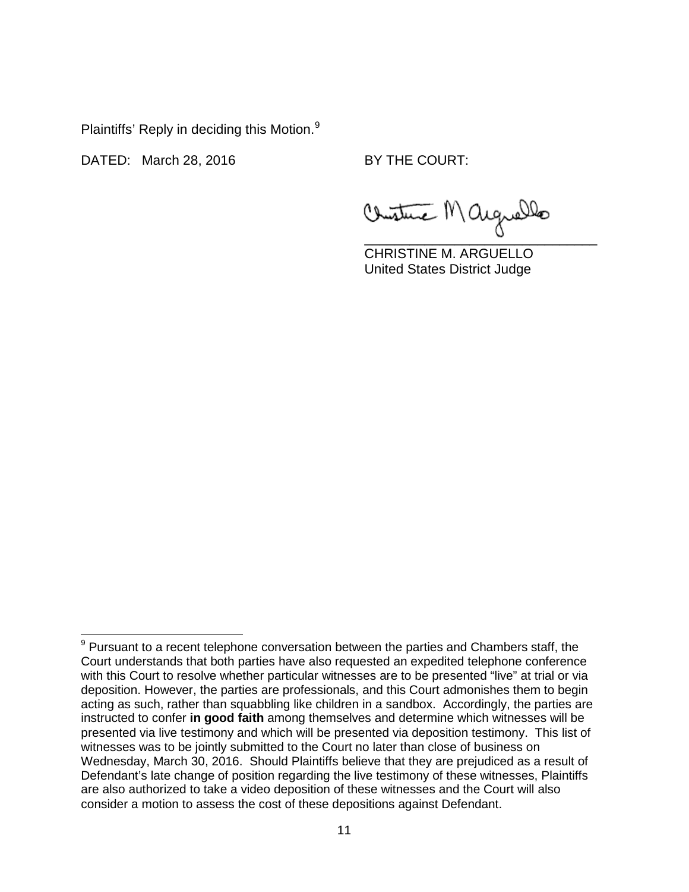Plaintiffs' Reply in deciding this Motion.[9]

DATED: March 28, 2016

BY THE COURT:

\_\_\_\_\_\_\_\_\_\_\_\_\_\_\_\_\_\_\_\_\_\_\_\_\_\_\_\_\_\_\_\_

CHRISTINE M. ARGUELLO
United States District Judge

---

[9] Pursuant to a recent telephone conversation between the parties and Chambers staff, the Court understands that both parties have also requested an expedited telephone conference with this Court to resolve whether particular witnesses are to be presented "live" at trial or via deposition. However, the parties are professionals, and this Court admonishes them to begin acting as such, rather than squabbling like children in a sandbox. Accordingly, the parties are instructed to confer **in good faith** among themselves and determine which witnesses will be presented via live testimony and which will be presented via deposition testimony. This list of witnesses was to be jointly submitted to the Court no later than close of business on Wednesday, March 30, 2016. Should Plaintiffs believe that they are prejudiced as a result of Defendant's late change of position regarding the live testimony of these witnesses, Plaintiffs are also authorized to take a video deposition of these witnesses and the Court will also consider a motion to assess the cost of these depositions against Defendant.